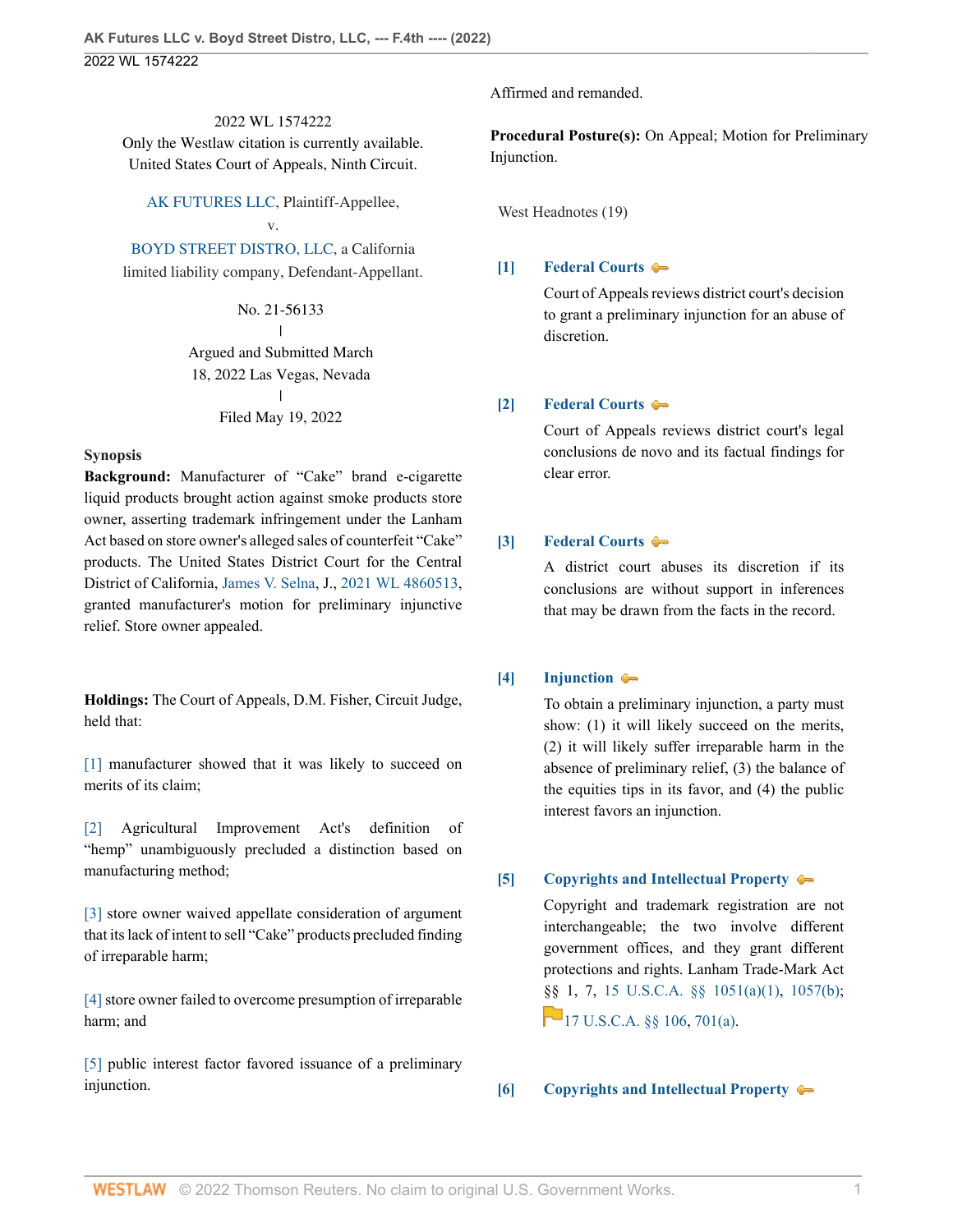2022 WL 1574222
Only the Westlaw citation is currently available.
United States Court of Appeals, Ninth Circuit.

AK FUTURES LLC, Plaintiff-Appellee,
v.
BOYD STREET DISTRO, LLC, a California limited liability company, Defendant-Appellant.

No. 21-56133
|
Argued and Submitted March 18, 2022 Las Vegas, Nevada
|
Filed May 19, 2022

**Synopsis**

**Background:** Manufacturer of "Cake" brand e-cigarette liquid products brought action against smoke products store owner, asserting trademark infringement under the Lanham Act based on store owner's alleged sales of counterfeit "Cake" products. The United States District Court for the Central District of California, James V. Selna, J., 2021 WL 4860513, granted manufacturer's motion for preliminary injunctive relief. Store owner appealed.

**Holdings:** The Court of Appeals, D.M. Fisher, Circuit Judge, held that:

[1] manufacturer showed that it was likely to succeed on merits of its claim;

[2] Agricultural Improvement Act's definition of "hemp" unambiguously precluded a distinction based on manufacturing method;

[3] store owner waived appellate consideration of argument that its lack of intent to sell "Cake" products precluded finding of irreparable harm;

[4] store owner failed to overcome presumption of irreparable harm; and

[5] public interest factor favored issuance of a preliminary injunction.

Affirmed and remanded.

**Procedural Posture(s):** On Appeal; Motion for Preliminary Injunction.

West Headnotes (19)

**[1] Federal Courts**

Court of Appeals reviews district court's decision to grant a preliminary injunction for an abuse of discretion.

**[2] Federal Courts**

Court of Appeals reviews district court's legal conclusions de novo and its factual findings for clear error.

**[3] Federal Courts**

A district court abuses its discretion if its conclusions are without support in inferences that may be drawn from the facts in the record.

**[4] Injunction**

To obtain a preliminary injunction, a party must show: (1) it will likely succeed on the merits, (2) it will likely suffer irreparable harm in the absence of preliminary relief, (3) the balance of the equities tips in its favor, and (4) the public interest favors an injunction.

**[5] Copyrights and Intellectual Property**

Copyright and trademark registration are not interchangeable; the two involve different government offices, and they grant different protections and rights. Lanham Trade-Mark Act §§ 1, 7, 15 U.S.C.A. §§ 1051(a)(1), 1057(b); 17 U.S.C.A. §§ 106, 701(a).

**[6] Copyrights and Intellectual Property**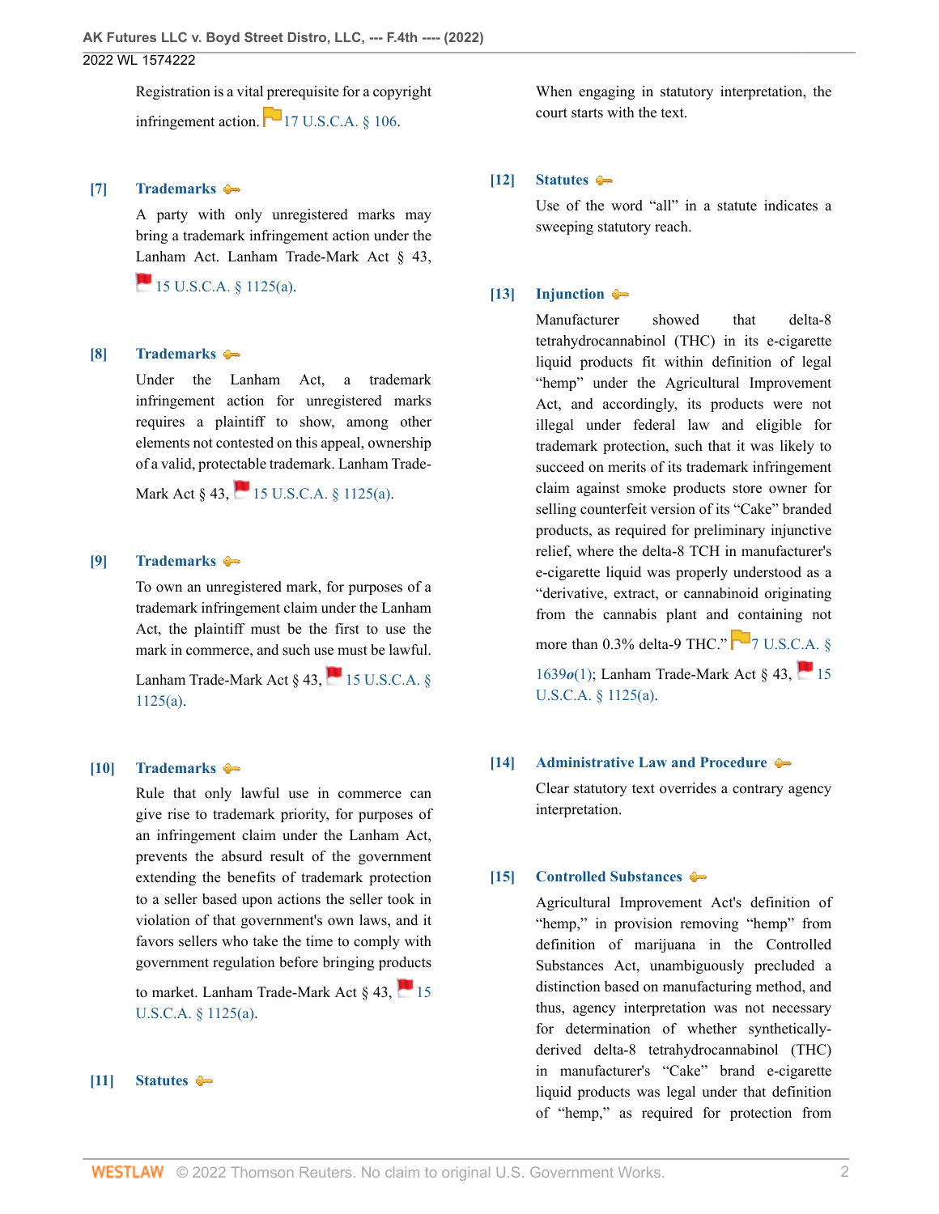Registration is a vital prerequisite for a copyright infringement action. 17 U.S.C.A. § 106.

**[7] Trademarks**

A party with only unregistered marks may bring a trademark infringement action under the Lanham Act. Lanham Trade-Mark Act § 43, 15 U.S.C.A. § 1125(a).

**[8] Trademarks**

Under the Lanham Act, a trademark infringement action for unregistered marks requires a plaintiff to show, among other elements not contested on this appeal, ownership of a valid, protectable trademark. Lanham Trade-Mark Act § 43, 15 U.S.C.A. § 1125(a).

**[9] Trademarks**

To own an unregistered mark, for purposes of a trademark infringement claim under the Lanham Act, the plaintiff must be the first to use the mark in commerce, and such use must be lawful. Lanham Trade-Mark Act § 43, 15 U.S.C.A. § 1125(a).

**[10] Trademarks**

Rule that only lawful use in commerce can give rise to trademark priority, for purposes of an infringement claim under the Lanham Act, prevents the absurd result of the government extending the benefits of trademark protection to a seller based upon actions the seller took in violation of that government's own laws, and it favors sellers who take the time to comply with government regulation before bringing products to market. Lanham Trade-Mark Act § 43, 15 U.S.C.A. § 1125(a).

**[11] Statutes**

When engaging in statutory interpretation, the court starts with the text.

**[12] Statutes**

Use of the word "all" in a statute indicates a sweeping statutory reach.

**[13] Injunction**

Manufacturer showed that delta-8 tetrahydrocannabinol (THC) in its e-cigarette liquid products fit within definition of legal "hemp" under the Agricultural Improvement Act, and accordingly, its products were not illegal under federal law and eligible for trademark protection, such that it was likely to succeed on merits of its trademark infringement claim against smoke products store owner for selling counterfeit version of its "Cake" branded products, as required for preliminary injunctive relief, where the delta-8 TCH in manufacturer's e-cigarette liquid was properly understood as a "derivative, extract, or cannabinoid originating from the cannabis plant and containing not more than 0.3% delta-9 THC." 7 U.S.C.A. § 1639*o*(1); Lanham Trade-Mark Act § 43, 15 U.S.C.A. § 1125(a).

**[14] Administrative Law and Procedure**

Clear statutory text overrides a contrary agency interpretation.

**[15] Controlled Substances**

Agricultural Improvement Act's definition of "hemp," in provision removing "hemp" from definition of marijuana in the Controlled Substances Act, unambiguously precluded a distinction based on manufacturing method, and thus, agency interpretation was not necessary for determination of whether synthetically-derived delta-8 tetrahydrocannabinol (THC) in manufacturer's "Cake" brand e-cigarette liquid products was legal under that definition of "hemp," as required for protection from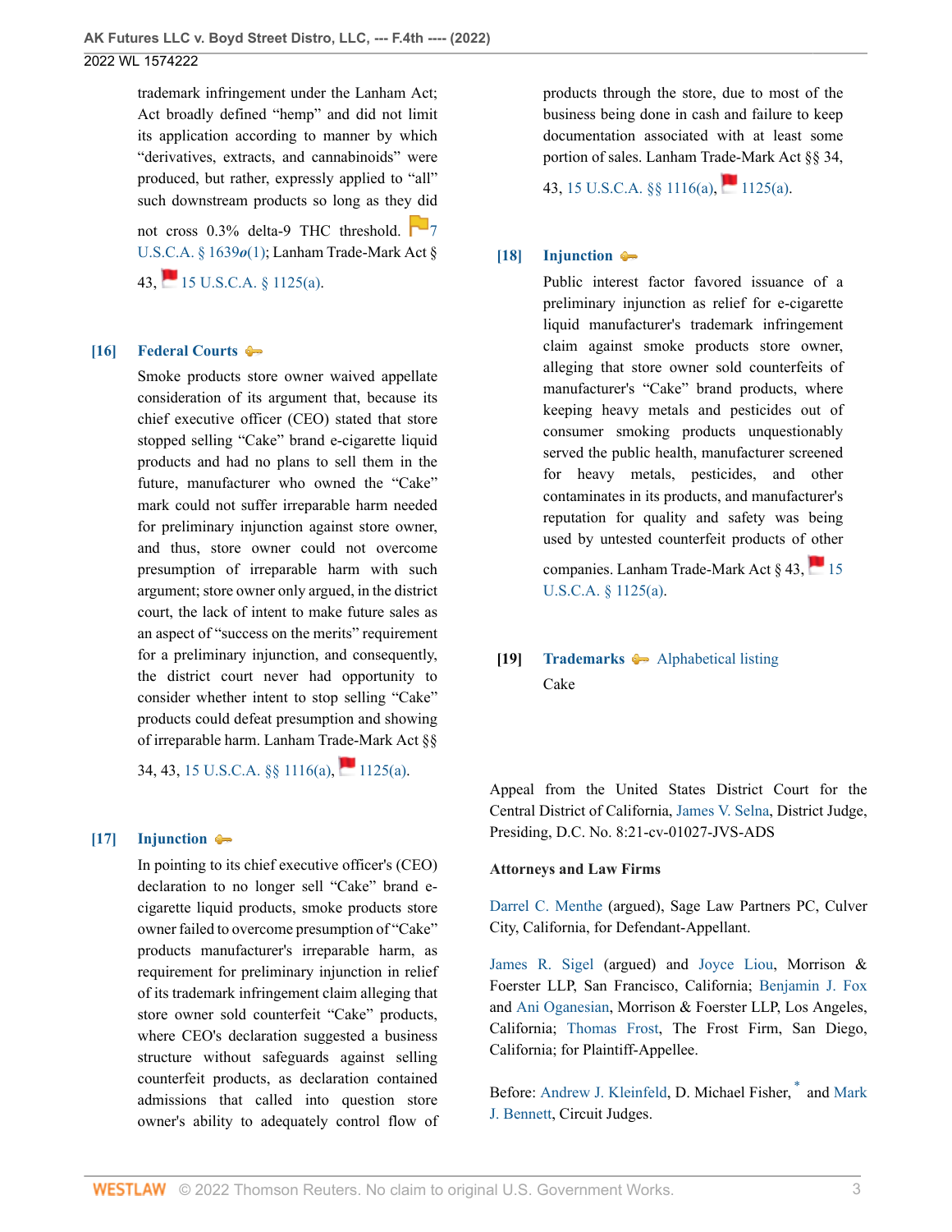trademark infringement under the Lanham Act; Act broadly defined "hemp" and did not limit its application according to manner by which "derivatives, extracts, and cannabinoids" were produced, but rather, expressly applied to "all" such downstream products so long as they did not cross 0.3% delta-9 THC threshold. 7 U.S.C.A. § 1639*o*(1); Lanham Trade-Mark Act § 43, 15 U.S.C.A. § 1125(a).

**[16] Federal Courts**

Smoke products store owner waived appellate consideration of its argument that, because its chief executive officer (CEO) stated that store stopped selling "Cake" brand e-cigarette liquid products and had no plans to sell them in the future, manufacturer who owned the "Cake" mark could not suffer irreparable harm needed for preliminary injunction against store owner, and thus, store owner could not overcome presumption of irreparable harm with such argument; store owner only argued, in the district court, the lack of intent to make future sales as an aspect of "success on the merits" requirement for a preliminary injunction, and consequently, the district court never had opportunity to consider whether intent to stop selling "Cake" products could defeat presumption and showing of irreparable harm. Lanham Trade-Mark Act §§ 34, 43, 15 U.S.C.A. §§ 1116(a), 1125(a).

**[17] Injunction**

In pointing to its chief executive officer's (CEO) declaration to no longer sell "Cake" brand e-cigarette liquid products, smoke products store owner failed to overcome presumption of "Cake" products manufacturer's irreparable harm, as requirement for preliminary injunction in relief of its trademark infringement claim alleging that store owner sold counterfeit "Cake" products, where CEO's declaration suggested a business structure without safeguards against selling counterfeit products, as declaration contained admissions that called into question store owner's ability to adequately control flow of products through the store, due to most of the business being done in cash and failure to keep documentation associated with at least some portion of sales. Lanham Trade-Mark Act §§ 34, 43, 15 U.S.C.A. §§ 1116(a), 1125(a).

**[18] Injunction**

Public interest factor favored issuance of a preliminary injunction as relief for e-cigarette liquid manufacturer's trademark infringement claim against smoke products store owner, alleging that store owner sold counterfeits of manufacturer's "Cake" brand products, where keeping heavy metals and pesticides out of consumer smoking products unquestionably served the public health, manufacturer screened for heavy metals, pesticides, and other contaminates in its products, and manufacturer's reputation for quality and safety was being used by untested counterfeit products of other companies. Lanham Trade-Mark Act § 43, 15 U.S.C.A. § 1125(a).

**[19] Trademarks** Alphabetical listing

Cake

Appeal from the United States District Court for the Central District of California, James V. Selna, District Judge, Presiding, D.C. No. 8:21-cv-01027-JVS-ADS

**Attorneys and Law Firms**

Darrel C. Menthe (argued), Sage Law Partners PC, Culver City, California, for Defendant-Appellant.

James R. Sigel (argued) and Joyce Liou, Morrison & Foerster LLP, San Francisco, California; Benjamin J. Fox and Ani Oganesian, Morrison & Foerster LLP, Los Angeles, California; Thomas Frost, The Frost Firm, San Diego, California; for Plaintiff-Appellee.

Before: Andrew J. Kleinfeld, D. Michael Fisher, * and Mark J. Bennett, Circuit Judges.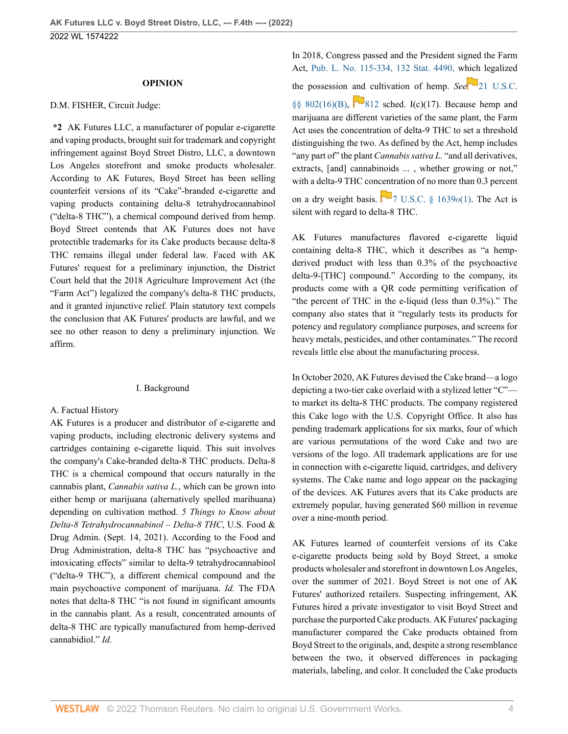## OPINION

D.M. FISHER, Circuit Judge:

**\*2** AK Futures LLC, a manufacturer of popular e-cigarette and vaping products, brought suit for trademark and copyright infringement against Boyd Street Distro, LLC, a downtown Los Angeles storefront and smoke products wholesaler. According to AK Futures, Boyd Street has been selling counterfeit versions of its "Cake"-branded e-cigarette and vaping products containing delta-8 tetrahydrocannabinol ("delta-8 THC"), a chemical compound derived from hemp. Boyd Street contends that AK Futures does not have protectible trademarks for its Cake products because delta-8 THC remains illegal under federal law. Faced with AK Futures' request for a preliminary injunction, the District Court held that the 2018 Agriculture Improvement Act (the "Farm Act") legalized the company's delta-8 THC products, and it granted injunctive relief. Plain statutory text compels the conclusion that AK Futures' products are lawful, and we see no other reason to deny a preliminary injunction. We affirm.

### I. Background

#### A. Factual History

AK Futures is a producer and distributor of e-cigarette and vaping products, including electronic delivery systems and cartridges containing e-cigarette liquid. This suit involves the company's Cake-branded delta-8 THC products. Delta-8 THC is a chemical compound that occurs naturally in the cannabis plant, *Cannabis sativa L.*, which can be grown into either hemp or marijuana (alternatively spelled marihuana) depending on cultivation method. *5 Things to Know about Delta-8 Tetrahydrocannabinol – Delta-8 THC*, U.S. Food & Drug Admin. (Sept. 14, 2021). According to the Food and Drug Administration, delta-8 THC has "psychoactive and intoxicating effects" similar to delta-9 tetrahydrocannabinol ("delta-9 THC"), a different chemical compound and the main psychoactive component of marijuana. *Id.* The FDA notes that delta-8 THC "is not found in significant amounts in the cannabis plant. As a result, concentrated amounts of delta-8 THC are typically manufactured from hemp-derived cannabidiol." *Id.*

In 2018, Congress passed and the President signed the Farm Act, Pub. L. No. 115-334, 132 Stat. 4490, which legalized the possession and cultivation of hemp. *See* 21 U.S.C. §§ 802(16)(B), 812 sched. I(c)(17). Because hemp and marijuana are different varieties of the same plant, the Farm Act uses the concentration of delta-9 THC to set a threshold distinguishing the two. As defined by the Act, hemp includes "any part of" the plant *Cannabis sativa L.* "and all derivatives, extracts, [and] cannabinoids ... , whether growing or not," with a delta-9 THC concentration of no more than 0.3 percent on a dry weight basis. 7 U.S.C. § 1639*o*(1). The Act is silent with regard to delta-8 THC.

AK Futures manufactures flavored e-cigarette liquid containing delta-8 THC, which it describes as "a hemp-derived product with less than 0.3% of the psychoactive delta-9-[THC] compound." According to the company, its products come with a QR code permitting verification of "the percent of THC in the e-liquid (less than 0.3%)." The company also states that it "regularly tests its products for potency and regulatory compliance purposes, and screens for heavy metals, pesticides, and other contaminates." The record reveals little else about the manufacturing process.

In October 2020, AK Futures devised the Cake brand—a logo depicting a two-tier cake overlaid with a stylized letter "C"—to market its delta-8 THC products. The company registered this Cake logo with the U.S. Copyright Office. It also has pending trademark applications for six marks, four of which are various permutations of the word Cake and two are versions of the logo. All trademark applications are for use in connection with e-cigarette liquid, cartridges, and delivery systems. The Cake name and logo appear on the packaging of the devices. AK Futures avers that its Cake products are extremely popular, having generated $60 million in revenue over a nine-month period.

AK Futures learned of counterfeit versions of its Cake e-cigarette products being sold by Boyd Street, a smoke products wholesaler and storefront in downtown Los Angeles, over the summer of 2021. Boyd Street is not one of AK Futures' authorized retailers. Suspecting infringement, AK Futures hired a private investigator to visit Boyd Street and purchase the purported Cake products. AK Futures' packaging manufacturer compared the Cake products obtained from Boyd Street to the originals, and, despite a strong resemblance between the two, it observed differences in packaging materials, labeling, and color. It concluded the Cake products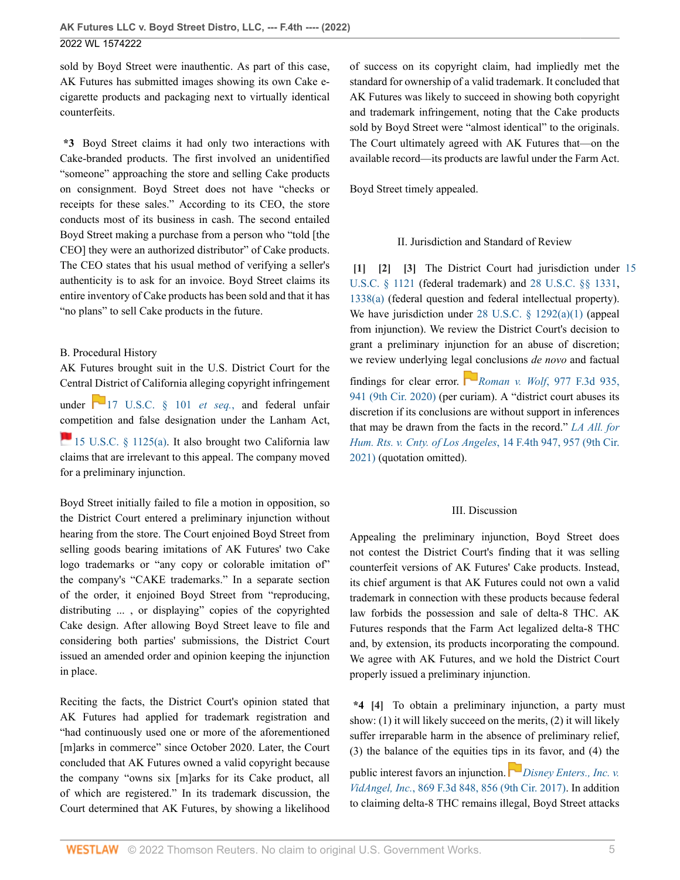sold by Boyd Street were inauthentic. As part of this case, AK Futures has submitted images showing its own Cake e-cigarette products and packaging next to virtually identical counterfeits.

**\*3** Boyd Street claims it had only two interactions with Cake-branded products. The first involved an unidentified "someone" approaching the store and selling Cake products on consignment. Boyd Street does not have "checks or receipts for these sales." According to its CEO, the store conducts most of its business in cash. The second entailed Boyd Street making a purchase from a person who "told [the CEO] they were an authorized distributor" of Cake products. The CEO states that his usual method of verifying a seller's authenticity is to ask for an invoice. Boyd Street claims its entire inventory of Cake products has been sold and that it has "no plans" to sell Cake products in the future.

B. Procedural History

AK Futures brought suit in the U.S. District Court for the Central District of California alleging copyright infringement under 17 U.S.C. § 101 *et seq.*, and federal unfair competition and false designation under the Lanham Act, 15 U.S.C. § 1125(a). It also brought two California law claims that are irrelevant to this appeal. The company moved for a preliminary injunction.

Boyd Street initially failed to file a motion in opposition, so the District Court entered a preliminary injunction without hearing from the store. The Court enjoined Boyd Street from selling goods bearing imitations of AK Futures' two Cake logo trademarks or "any copy or colorable imitation of" the company's "CAKE trademarks." In a separate section of the order, it enjoined Boyd Street from "reproducing, distributing ... , or displaying" copies of the copyrighted Cake design. After allowing Boyd Street leave to file and considering both parties' submissions, the District Court issued an amended order and opinion keeping the injunction in place.

Reciting the facts, the District Court's opinion stated that AK Futures had applied for trademark registration and "had continuously used one or more of the aforementioned [m]arks in commerce" since October 2020. Later, the Court concluded that AK Futures owned a valid copyright because the company "owns six [m]arks for its Cake product, all of which are registered." In its trademark discussion, the Court determined that AK Futures, by showing a likelihood of success on its copyright claim, had impliedly met the standard for ownership of a valid trademark. It concluded that AK Futures was likely to succeed in showing both copyright and trademark infringement, noting that the Cake products sold by Boyd Street were "almost identical" to the originals. The Court ultimately agreed with AK Futures that—on the available record—its products are lawful under the Farm Act.

Boyd Street timely appealed.

## II. Jurisdiction and Standard of Review

**[1] [2] [3]** The District Court had jurisdiction under 15 U.S.C. § 1121 (federal trademark) and 28 U.S.C. §§ 1331, 1338(a) (federal question and federal intellectual property). We have jurisdiction under 28 U.S.C. § 1292(a)(1) (appeal from injunction). We review the District Court's decision to grant a preliminary injunction for an abuse of discretion; we review underlying legal conclusions *de novo* and factual findings for clear error. *Roman v. Wolf*, 977 F.3d 935, 941 (9th Cir. 2020) (per curiam). A "district court abuses its discretion if its conclusions are without support in inferences that may be drawn from the facts in the record." *LA All. for Hum. Rts. v. Cnty. of Los Angeles*, 14 F.4th 947, 957 (9th Cir. 2021) (quotation omitted).

## III. Discussion

Appealing the preliminary injunction, Boyd Street does not contest the District Court's finding that it was selling counterfeit versions of AK Futures' Cake products. Instead, its chief argument is that AK Futures could not own a valid trademark in connection with these products because federal law forbids the possession and sale of delta-8 THC. AK Futures responds that the Farm Act legalized delta-8 THC and, by extension, its products incorporating the compound. We agree with AK Futures, and we hold the District Court properly issued a preliminary injunction.

**\*4 [4]** To obtain a preliminary injunction, a party must show: (1) it will likely succeed on the merits, (2) it will likely suffer irreparable harm in the absence of preliminary relief, (3) the balance of the equities tips in its favor, and (4) the public interest favors an injunction. *Disney Enters., Inc. v. VidAngel, Inc.*, 869 F.3d 848, 856 (9th Cir. 2017). In addition to claiming delta-8 THC remains illegal, Boyd Street attacks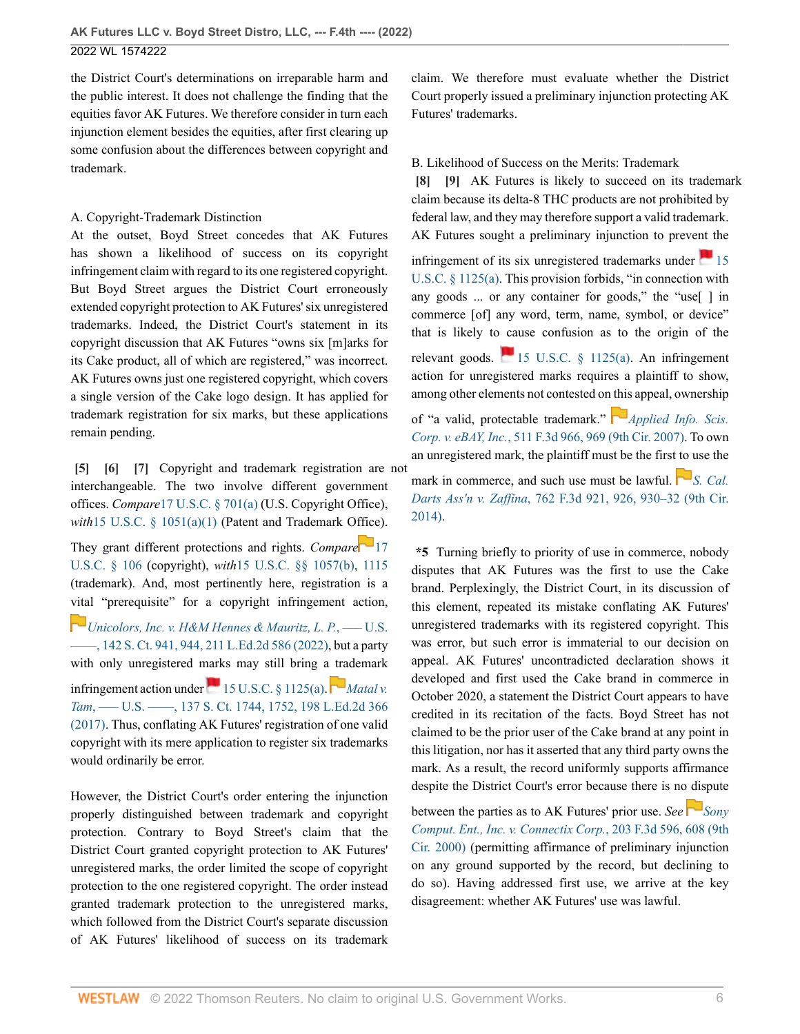the District Court's determinations on irreparable harm and the public interest. It does not challenge the finding that the equities favor AK Futures. We therefore consider in turn each injunction element besides the equities, after first clearing up some confusion about the differences between copyright and trademark.

A. Copyright-Trademark Distinction

At the outset, Boyd Street concedes that AK Futures has shown a likelihood of success on its copyright infringement claim with regard to its one registered copyright. But Boyd Street argues the District Court erroneously extended copyright protection to AK Futures' six unregistered trademarks. Indeed, the District Court's statement in its copyright discussion that AK Futures "owns six [m]arks for its Cake product, all of which are registered," was incorrect. AK Futures owns just one registered copyright, which covers a single version of the Cake logo design. It has applied for trademark registration for six marks, but these applications remain pending.

**[5] [6] [7]** Copyright and trademark registration are not interchangeable. The two involve different government offices. *Compare* 17 U.S.C. § 701(a) (U.S. Copyright Office), *with* 15 U.S.C. § 1051(a)(1) (Patent and Trademark Office). They grant different protections and rights. *Compare* 17 U.S.C. § 106 (copyright), *with* 15 U.S.C. §§ 1057(b), 1115 (trademark). And, most pertinently here, registration is a vital "prerequisite" for a copyright infringement action, *Unicolors, Inc. v. H&M Hennes & Mauritz, L. P.*, ––– U.S. ––––, 142 S. Ct. 941, 944, 211 L.Ed.2d 586 (2022), but a party with only unregistered marks may still bring a trademark infringement action under 15 U.S.C. § 1125(a). *Matal v. Tam*, ––– U.S. ––––, 137 S. Ct. 1744, 1752, 198 L.Ed.2d 366 (2017). Thus, conflating AK Futures' registration of one valid copyright with its mere application to register six trademarks would ordinarily be error.

However, the District Court's order entering the injunction properly distinguished between trademark and copyright protection. Contrary to Boyd Street's claim that the District Court granted copyright protection to AK Futures' unregistered marks, the order limited the scope of copyright protection to the one registered copyright. The order instead granted trademark protection to the unregistered marks, which followed from the District Court's separate discussion of AK Futures' likelihood of success on its trademark claim. We therefore must evaluate whether the District Court properly issued a preliminary injunction protecting AK Futures' trademarks.

B. Likelihood of Success on the Merits: Trademark

**[8] [9]** AK Futures is likely to succeed on its trademark claim because its delta-8 THC products are not prohibited by federal law, and they may therefore support a valid trademark. AK Futures sought a preliminary injunction to prevent the infringement of its six unregistered trademarks under 15 U.S.C. § 1125(a). This provision forbids, "in connection with any goods ... or any container for goods," the "use[ ] in commerce [of] any word, term, name, symbol, or device" that is likely to cause confusion as to the origin of the relevant goods. 15 U.S.C. § 1125(a). An infringement action for unregistered marks requires a plaintiff to show, among other elements not contested on this appeal, ownership of "a valid, protectable trademark." *Applied Info. Scis. Corp. v. eBAY, Inc.*, 511 F.3d 966, 969 (9th Cir. 2007). To own an unregistered mark, the plaintiff must be the first to use the mark in commerce, and such use must be lawful. *S. Cal. Darts Ass'n v. Zaffina*, 762 F.3d 921, 926, 930–32 (9th Cir. 2014).

**\*5** Turning briefly to priority of use in commerce, nobody disputes that AK Futures was the first to use the Cake brand. Perplexingly, the District Court, in its discussion of this element, repeated its mistake conflating AK Futures' unregistered trademarks with its registered copyright. This was error, but such error is immaterial to our decision on appeal. AK Futures' uncontradicted declaration shows it developed and first used the Cake brand in commerce in October 2020, a statement the District Court appears to have credited in its recitation of the facts. Boyd Street has not claimed to be the prior user of the Cake brand at any point in this litigation, nor has it asserted that any third party owns the mark. As a result, the record uniformly supports affirmance despite the District Court's error because there is no dispute between the parties as to AK Futures' prior use. *See* *Sony Comput. Ent., Inc. v. Connectix Corp.*, 203 F.3d 596, 608 (9th Cir. 2000) (permitting affirmance of preliminary injunction on any ground supported by the record, but declining to do so). Having addressed first use, we arrive at the key disagreement: whether AK Futures' use was lawful.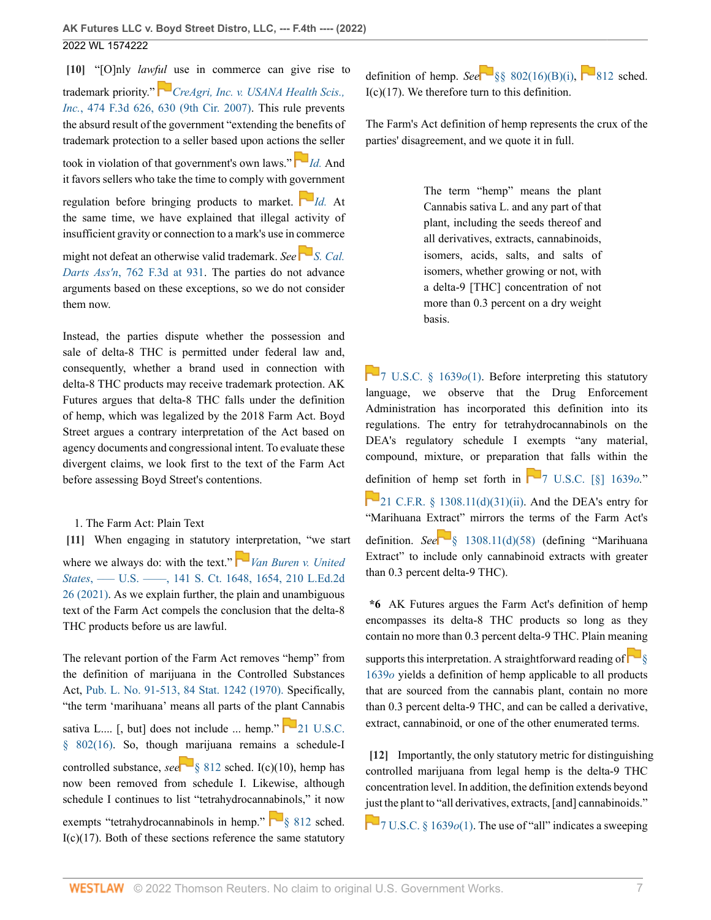**[10]** "[O]nly *lawful* use in commerce can give rise to trademark priority." *CreAgri, Inc. v. USANA Health Scis., Inc.*, 474 F.3d 626, 630 (9th Cir. 2007). This rule prevents the absurd result of the government "extending the benefits of trademark protection to a seller based upon actions the seller took in violation of that government's own laws." *Id.* And it favors sellers who take the time to comply with government regulation before bringing products to market. *Id.* At the same time, we have explained that illegal activity of insufficient gravity or connection to a mark's use in commerce might not defeat an otherwise valid trademark. *See S. Cal. Darts Ass'n*, 762 F.3d at 931. The parties do not advance arguments based on these exceptions, so we do not consider them now.

Instead, the parties dispute whether the possession and sale of delta-8 THC is permitted under federal law and, consequently, whether a brand used in connection with delta-8 THC products may receive trademark protection. AK Futures argues that delta-8 THC falls under the definition of hemp, which was legalized by the 2018 Farm Act. Boyd Street argues a contrary interpretation of the Act based on agency documents and congressional intent. To evaluate these divergent claims, we look first to the text of the Farm Act before assessing Boyd Street's contentions.

1. The Farm Act: Plain Text

**[11]** When engaging in statutory interpretation, "we start where we always do: with the text." *Van Buren v. United States*, ––– U.S. ––––, 141 S. Ct. 1648, 1654, 210 L.Ed.2d 26 (2021). As we explain further, the plain and unambiguous text of the Farm Act compels the conclusion that the delta-8 THC products before us are lawful.

The relevant portion of the Farm Act removes "hemp" from the definition of marijuana in the Controlled Substances Act, Pub. L. No. 91-513, 84 Stat. 1242 (1970). Specifically, "the term 'marihuana' means all parts of the plant Cannabis sativa L.... [, but] does not include ... hemp." 21 U.S.C. § 802(16). So, though marijuana remains a schedule-I controlled substance, *see* § 812 sched. I(c)(10), hemp has now been removed from schedule I. Likewise, although schedule I continues to list "tetrahydrocannabinols," it now exempts "tetrahydrocannabinols in hemp." § 812 sched. I(c)(17). Both of these sections reference the same statutory definition of hemp. *See* §§ 802(16)(B)(i), 812 sched. I(c)(17). We therefore turn to this definition.

The Farm's Act definition of hemp represents the crux of the parties' disagreement, and we quote it in full.

> The term "hemp" means the plant Cannabis sativa L. and any part of that plant, including the seeds thereof and all derivatives, extracts, cannabinoids, isomers, acids, salts, and salts of isomers, whether growing or not, with a delta-9 [THC] concentration of not more than 0.3 percent on a dry weight basis.

7 U.S.C. § 1639*o*(1). Before interpreting this statutory language, we observe that the Drug Enforcement Administration has incorporated this definition into its regulations. The entry for tetrahydrocannabinols on the DEA's regulatory schedule I exempts "any material, compound, mixture, or preparation that falls within the definition of hemp set forth in 7 U.S.C. [§] 1639*o*." 21 C.F.R. § 1308.11(d)(31)(ii). And the DEA's entry for "Marihuana Extract" mirrors the terms of the Farm Act's definition. *See* § 1308.11(d)(58) (defining "Marihuana Extract" to include only cannabinoid extracts with greater than 0.3 percent delta-9 THC).

**\*6** AK Futures argues the Farm Act's definition of hemp encompasses its delta-8 THC products so long as they contain no more than 0.3 percent delta-9 THC. Plain meaning supports this interpretation. A straightforward reading of § 1639*o* yields a definition of hemp applicable to all products that are sourced from the cannabis plant, contain no more than 0.3 percent delta-9 THC, and can be called a derivative, extract, cannabinoid, or one of the other enumerated terms.

**[12]** Importantly, the only statutory metric for distinguishing controlled marijuana from legal hemp is the delta-9 THC concentration level. In addition, the definition extends beyond just the plant to "all derivatives, extracts, [and] cannabinoids." 7 U.S.C. § 1639*o*(1). The use of "all" indicates a sweeping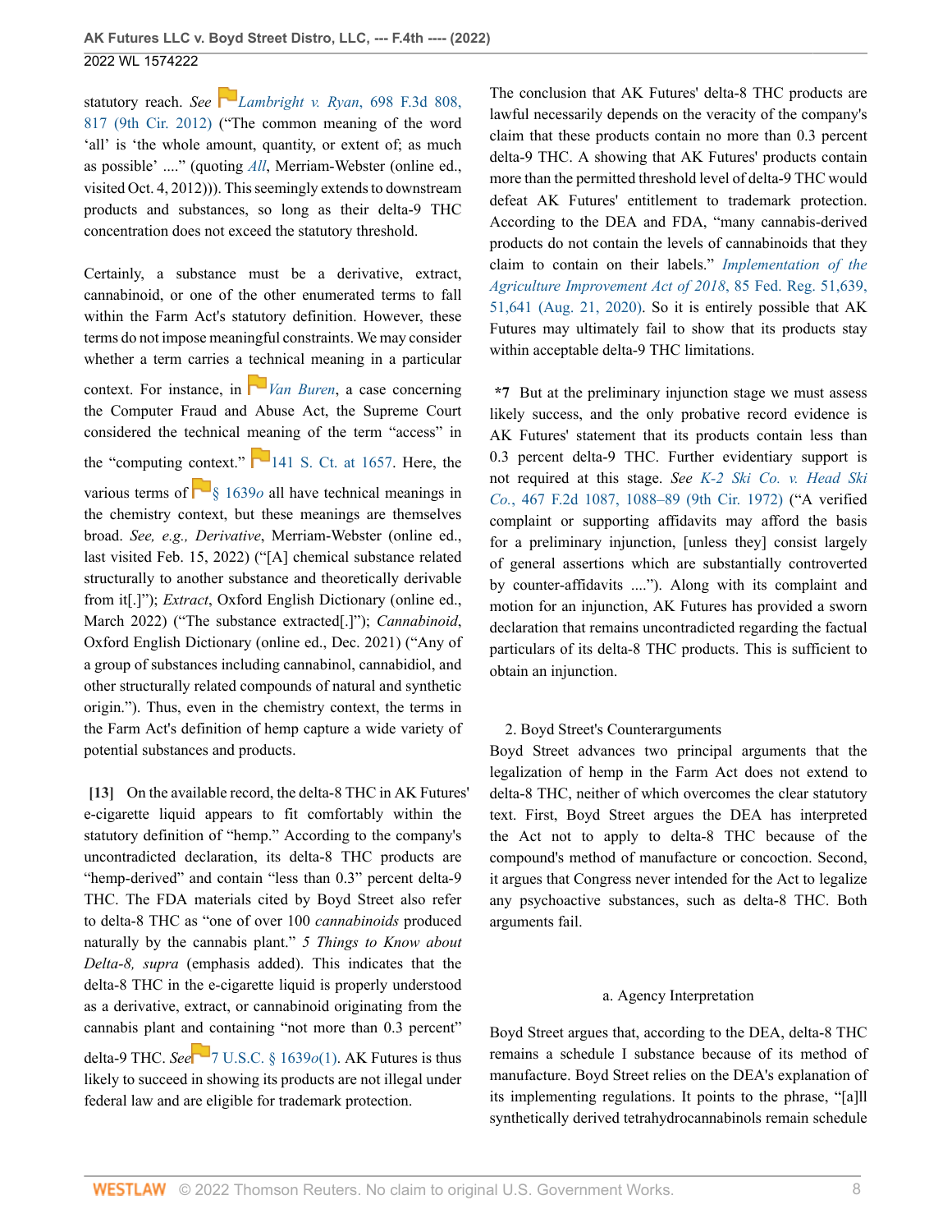statutory reach. *See* *Lambright v. Ryan*, 698 F.3d 808, 817 (9th Cir. 2012) ("The common meaning of the word 'all' is 'the whole amount, quantity, or extent of; as much as possible' ...." (quoting *All*, Merriam-Webster (online ed., visited Oct. 4, 2012))). This seemingly extends to downstream products and substances, so long as their delta-9 THC concentration does not exceed the statutory threshold.

Certainly, a substance must be a derivative, extract, cannabinoid, or one of the other enumerated terms to fall within the Farm Act's statutory definition. However, these terms do not impose meaningful constraints. We may consider whether a term carries a technical meaning in a particular context. For instance, in *Van Buren*, a case concerning the Computer Fraud and Abuse Act, the Supreme Court considered the technical meaning of the term "access" in the "computing context." 141 S. Ct. at 1657. Here, the various terms of § 1639*o* all have technical meanings in the chemistry context, but these meanings are themselves broad. *See, e.g., Derivative*, Merriam-Webster (online ed., last visited Feb. 15, 2022) ("[A] chemical substance related structurally to another substance and theoretically derivable from it[.]"); *Extract*, Oxford English Dictionary (online ed., March 2022) ("The substance extracted[.]"); *Cannabinoid*, Oxford English Dictionary (online ed., Dec. 2021) ("Any of a group of substances including cannabinol, cannabidiol, and other structurally related compounds of natural and synthetic origin."). Thus, even in the chemistry context, the terms in the Farm Act's definition of hemp capture a wide variety of potential substances and products.

**[13]** On the available record, the delta-8 THC in AK Futures' e-cigarette liquid appears to fit comfortably within the statutory definition of "hemp." According to the company's uncontradicted declaration, its delta-8 THC products are "hemp-derived" and contain "less than 0.3" percent delta-9 THC. The FDA materials cited by Boyd Street also refer to delta-8 THC as "one of over 100 *cannabinoids* produced naturally by the cannabis plant." *5 Things to Know about Delta-8, supra* (emphasis added). This indicates that the delta-8 THC in the e-cigarette liquid is properly understood as a derivative, extract, or cannabinoid originating from the cannabis plant and containing "not more than 0.3 percent" delta-9 THC. *See* 7 U.S.C. § 1639*o*(1). AK Futures is thus likely to succeed in showing its products are not illegal under federal law and are eligible for trademark protection.

The conclusion that AK Futures' delta-8 THC products are lawful necessarily depends on the veracity of the company's claim that these products contain no more than 0.3 percent delta-9 THC. A showing that AK Futures' products contain more than the permitted threshold level of delta-9 THC would defeat AK Futures' entitlement to trademark protection. According to the DEA and FDA, "many cannabis-derived products do not contain the levels of cannabinoids that they claim to contain on their labels." *Implementation of the Agriculture Improvement Act of 2018*, 85 Fed. Reg. 51,639, 51,641 (Aug. 21, 2020). So it is entirely possible that AK Futures may ultimately fail to show that its products stay within acceptable delta-9 THC limitations.

**\*7** But at the preliminary injunction stage we must assess likely success, and the only probative record evidence is AK Futures' statement that its products contain less than 0.3 percent delta-9 THC. Further evidentiary support is not required at this stage. *See K-2 Ski Co. v. Head Ski Co.*, 467 F.2d 1087, 1088–89 (9th Cir. 1972) ("A verified complaint or supporting affidavits may afford the basis for a preliminary injunction, [unless they] consist largely of general assertions which are substantially controverted by counter-affidavits ...."). Along with its complaint and motion for an injunction, AK Futures has provided a sworn declaration that remains uncontradicted regarding the factual particulars of its delta-8 THC products. This is sufficient to obtain an injunction.

2. Boyd Street's Counterarguments

Boyd Street advances two principal arguments that the legalization of hemp in the Farm Act does not extend to delta-8 THC, neither of which overcomes the clear statutory text. First, Boyd Street argues the DEA has interpreted the Act not to apply to delta-8 THC because of the compound's method of manufacture or concoction. Second, it argues that Congress never intended for the Act to legalize any psychoactive substances, such as delta-8 THC. Both arguments fail.

a. Agency Interpretation

Boyd Street argues that, according to the DEA, delta-8 THC remains a schedule I substance because of its method of manufacture. Boyd Street relies on the DEA's explanation of its implementing regulations. It points to the phrase, "[a]ll synthetically derived tetrahydrocannabinols remain schedule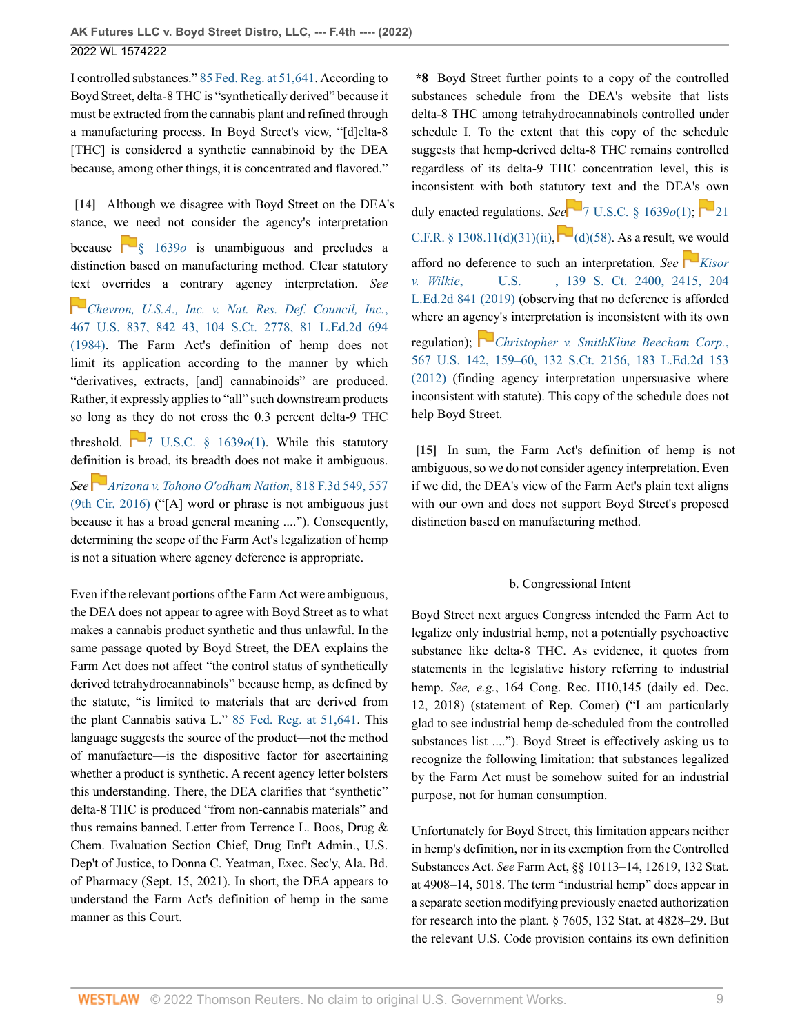I controlled substances." 85 Fed. Reg. at 51,641. According to Boyd Street, delta-8 THC is "synthetically derived" because it must be extracted from the cannabis plant and refined through a manufacturing process. In Boyd Street's view, "[d]elta-8 [THC] is considered a synthetic cannabinoid by the DEA because, among other things, it is concentrated and flavored."

**[14]** Although we disagree with Boyd Street on the DEA's stance, we need not consider the agency's interpretation because § 1639*o* is unambiguous and precludes a distinction based on manufacturing method. Clear statutory text overrides a contrary agency interpretation. *See* *Chevron, U.S.A., Inc. v. Nat. Res. Def. Council, Inc.*, 467 U.S. 837, 842–43, 104 S.Ct. 2778, 81 L.Ed.2d 694 (1984). The Farm Act's definition of hemp does not limit its application according to the manner by which "derivatives, extracts, [and] cannabinoids" are produced. Rather, it expressly applies to "all" such downstream products so long as they do not cross the 0.3 percent delta-9 THC threshold. 7 U.S.C. § 1639*o*(1). While this statutory definition is broad, its breadth does not make it ambiguous. *See* *Arizona v. Tohono O'odham Nation*, 818 F.3d 549, 557 (9th Cir. 2016) ("[A] word or phrase is not ambiguous just because it has a broad general meaning ...."). Consequently, determining the scope of the Farm Act's legalization of hemp is not a situation where agency deference is appropriate.

Even if the relevant portions of the Farm Act were ambiguous, the DEA does not appear to agree with Boyd Street as to what makes a cannabis product synthetic and thus unlawful. In the same passage quoted by Boyd Street, the DEA explains the Farm Act does not affect "the control status of synthetically derived tetrahydrocannabinols" because hemp, as defined by the statute, "is limited to materials that are derived from the plant Cannabis sativa L." 85 Fed. Reg. at 51,641. This language suggests the source of the product—not the method of manufacture—is the dispositive factor for ascertaining whether a product is synthetic. A recent agency letter bolsters this understanding. There, the DEA clarifies that "synthetic" delta-8 THC is produced "from non-cannabis materials" and thus remains banned. Letter from Terrence L. Boos, Drug & Chem. Evaluation Section Chief, Drug Enf't Admin., U.S. Dep't of Justice, to Donna C. Yeatman, Exec. Sec'y, Ala. Bd. of Pharmacy (Sept. 15, 2021). In short, the DEA appears to understand the Farm Act's definition of hemp in the same manner as this Court.

**\*8** Boyd Street further points to a copy of the controlled substances schedule from the DEA's website that lists delta-8 THC among tetrahydrocannabinols controlled under schedule I. To the extent that this copy of the schedule suggests that hemp-derived delta-8 THC remains controlled regardless of its delta-9 THC concentration level, this is inconsistent with both statutory text and the DEA's own duly enacted regulations. *See* 7 U.S.C. § 1639*o*(1); 21 C.F.R. § 1308.11(d)(31)(ii), (d)(58). As a result, we would afford no deference to such an interpretation. *See* *Kisor v. Wilkie*, ––– U.S. ––––, 139 S. Ct. 2400, 2415, 204 L.Ed.2d 841 (2019) (observing that no deference is afforded where an agency's interpretation is inconsistent with its own regulation); *Christopher v. SmithKline Beecham Corp.*, 567 U.S. 142, 159–60, 132 S.Ct. 2156, 183 L.Ed.2d 153 (2012) (finding agency interpretation unpersuasive where inconsistent with statute). This copy of the schedule does not help Boyd Street.

**[15]** In sum, the Farm Act's definition of hemp is not ambiguous, so we do not consider agency interpretation. Even if we did, the DEA's view of the Farm Act's plain text aligns with our own and does not support Boyd Street's proposed distinction based on manufacturing method.

### b. Congressional Intent

Boyd Street next argues Congress intended the Farm Act to legalize only industrial hemp, not a potentially psychoactive substance like delta-8 THC. As evidence, it quotes from statements in the legislative history referring to industrial hemp. *See, e.g.*, 164 Cong. Rec. H10,145 (daily ed. Dec. 12, 2018) (statement of Rep. Comer) ("I am particularly glad to see industrial hemp de-scheduled from the controlled substances list ...."). Boyd Street is effectively asking us to recognize the following limitation: that substances legalized by the Farm Act must be somehow suited for an industrial purpose, not for human consumption.

Unfortunately for Boyd Street, this limitation appears neither in hemp's definition, nor in its exemption from the Controlled Substances Act. *See* Farm Act, §§ 10113–14, 12619, 132 Stat. at 4908–14, 5018. The term "industrial hemp" does appear in a separate section modifying previously enacted authorization for research into the plant. § 7605, 132 Stat. at 4828–29. But the relevant U.S. Code provision contains its own definition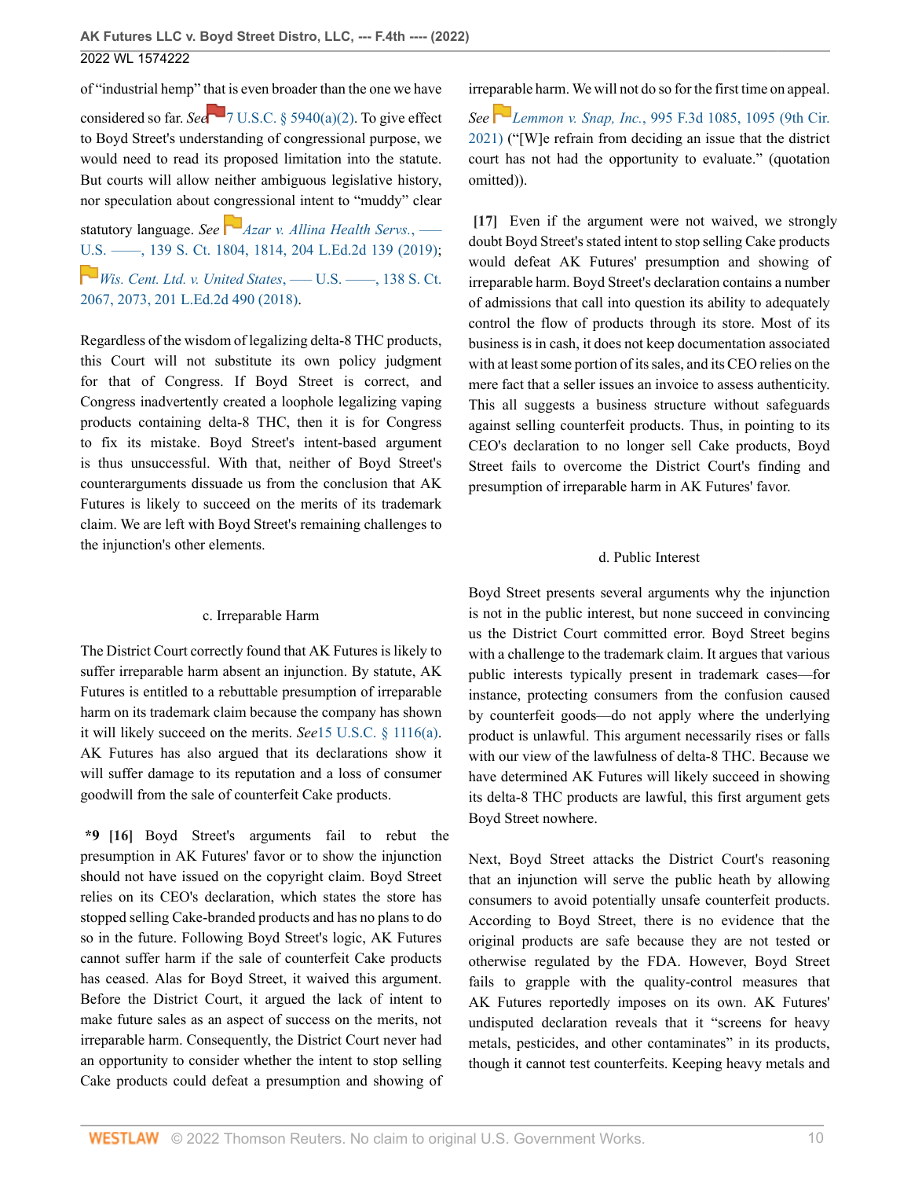of "industrial hemp" that is even broader than the one we have considered so far. *See* 7 U.S.C. § 5940(a)(2). To give effect to Boyd Street's understanding of congressional purpose, we would need to read its proposed limitation into the statute. But courts will allow neither ambiguous legislative history, nor speculation about congressional intent to "muddy" clear statutory language. *See* *Azar v. Allina Health Servs.*, ––– U.S. ––––, 139 S. Ct. 1804, 1814, 204 L.Ed.2d 139 (2019); *Wis. Cent. Ltd. v. United States*, ––– U.S. ––––, 138 S. Ct. 2067, 2073, 201 L.Ed.2d 490 (2018).

Regardless of the wisdom of legalizing delta-8 THC products, this Court will not substitute its own policy judgment for that of Congress. If Boyd Street is correct, and Congress inadvertently created a loophole legalizing vaping products containing delta-8 THC, then it is for Congress to fix its mistake. Boyd Street's intent-based argument is thus unsuccessful. With that, neither of Boyd Street's counterarguments dissuade us from the conclusion that AK Futures is likely to succeed on the merits of its trademark claim. We are left with Boyd Street's remaining challenges to the injunction's other elements.

### c. Irreparable Harm

The District Court correctly found that AK Futures is likely to suffer irreparable harm absent an injunction. By statute, AK Futures is entitled to a rebuttable presumption of irreparable harm on its trademark claim because the company has shown it will likely succeed on the merits. *See* 15 U.S.C. § 1116(a). AK Futures has also argued that its declarations show it will suffer damage to its reputation and a loss of consumer goodwill from the sale of counterfeit Cake products.

**\*9 [16]** Boyd Street's arguments fail to rebut the presumption in AK Futures' favor or to show the injunction should not have issued on the copyright claim. Boyd Street relies on its CEO's declaration, which states the store has stopped selling Cake-branded products and has no plans to do so in the future. Following Boyd Street's logic, AK Futures cannot suffer harm if the sale of counterfeit Cake products has ceased. Alas for Boyd Street, it waived this argument. Before the District Court, it argued the lack of intent to make future sales as an aspect of success on the merits, not irreparable harm. Consequently, the District Court never had an opportunity to consider whether the intent to stop selling Cake products could defeat a presumption and showing of irreparable harm. We will not do so for the first time on appeal. *See* *Lemmon v. Snap, Inc.*, 995 F.3d 1085, 1095 (9th Cir. 2021) ("[W]e refrain from deciding an issue that the district court has not had the opportunity to evaluate." (quotation omitted)).

**[17]** Even if the argument were not waived, we strongly doubt Boyd Street's stated intent to stop selling Cake products would defeat AK Futures' presumption and showing of irreparable harm. Boyd Street's declaration contains a number of admissions that call into question its ability to adequately control the flow of products through its store. Most of its business is in cash, it does not keep documentation associated with at least some portion of its sales, and its CEO relies on the mere fact that a seller issues an invoice to assess authenticity. This all suggests a business structure without safeguards against selling counterfeit products. Thus, in pointing to its CEO's declaration to no longer sell Cake products, Boyd Street fails to overcome the District Court's finding and presumption of irreparable harm in AK Futures' favor.

### d. Public Interest

Boyd Street presents several arguments why the injunction is not in the public interest, but none succeed in convincing us the District Court committed error. Boyd Street begins with a challenge to the trademark claim. It argues that various public interests typically present in trademark cases—for instance, protecting consumers from the confusion caused by counterfeit goods—do not apply where the underlying product is unlawful. This argument necessarily rises or falls with our view of the lawfulness of delta-8 THC. Because we have determined AK Futures will likely succeed in showing its delta-8 THC products are lawful, this first argument gets Boyd Street nowhere.

Next, Boyd Street attacks the District Court's reasoning that an injunction will serve the public heath by allowing consumers to avoid potentially unsafe counterfeit products. According to Boyd Street, there is no evidence that the original products are safe because they are not tested or otherwise regulated by the FDA. However, Boyd Street fails to grapple with the quality-control measures that AK Futures reportedly imposes on its own. AK Futures' undisputed declaration reveals that it "screens for heavy metals, pesticides, and other contaminates" in its products, though it cannot test counterfeits. Keeping heavy metals and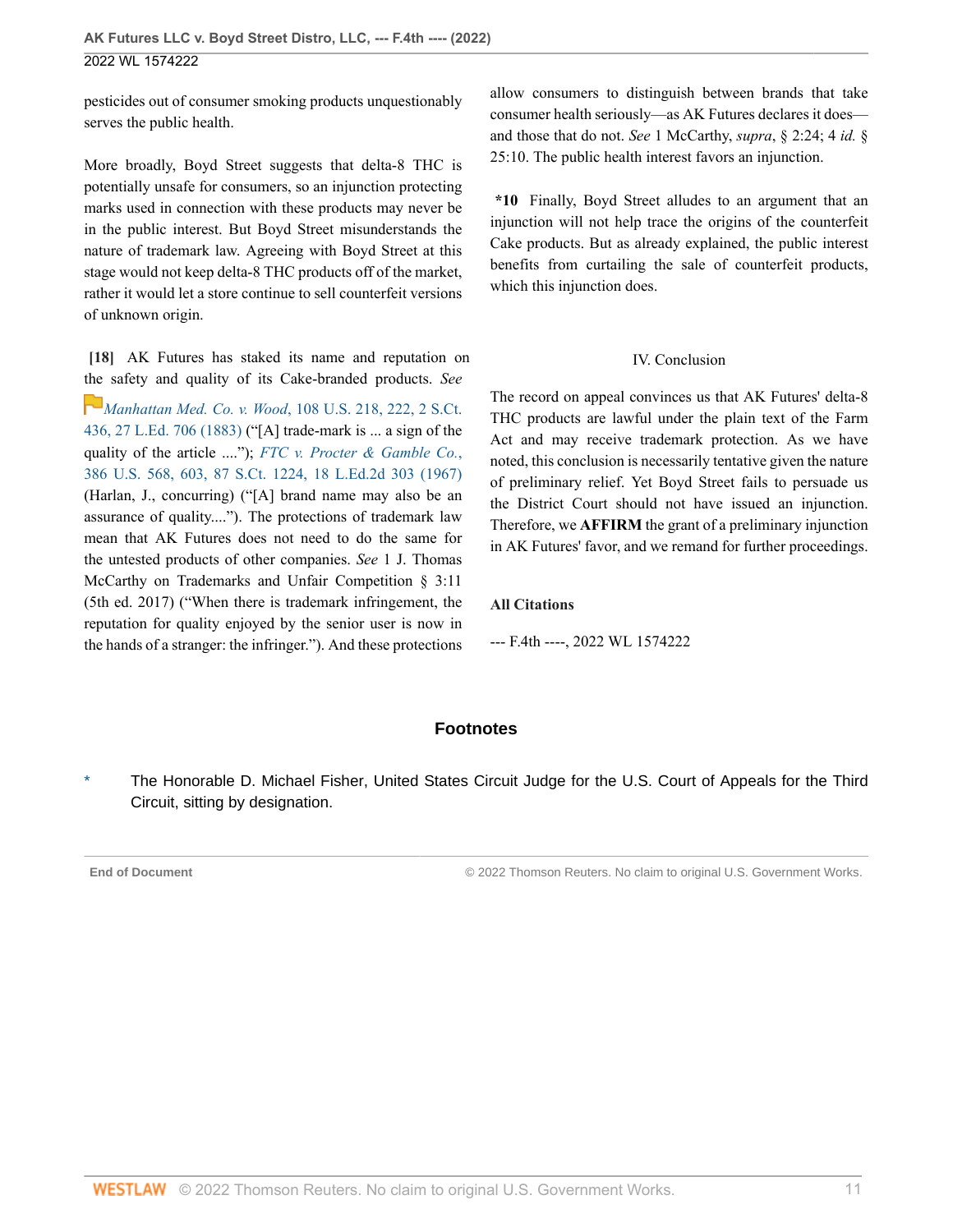pesticides out of consumer smoking products unquestionably serves the public health.

More broadly, Boyd Street suggests that delta-8 THC is potentially unsafe for consumers, so an injunction protecting marks used in connection with these products may never be in the public interest. But Boyd Street misunderstands the nature of trademark law. Agreeing with Boyd Street at this stage would not keep delta-8 THC products off of the market, rather it would let a store continue to sell counterfeit versions of unknown origin.

**[18]** AK Futures has staked its name and reputation on the safety and quality of its Cake-branded products. *See* *Manhattan Med. Co. v. Wood*, 108 U.S. 218, 222, 2 S.Ct. 436, 27 L.Ed. 706 (1883) ("[A] trade-mark is ... a sign of the quality of the article ...."); *FTC v. Procter & Gamble Co.*, 386 U.S. 568, 603, 87 S.Ct. 1224, 18 L.Ed.2d 303 (1967) (Harlan, J., concurring) ("[A] brand name may also be an assurance of quality...."). The protections of trademark law mean that AK Futures does not need to do the same for the untested products of other companies. *See* 1 J. Thomas McCarthy on Trademarks and Unfair Competition § 3:11 (5th ed. 2017) ("When there is trademark infringement, the reputation for quality enjoyed by the senior user is now in the hands of a stranger: the infringer."). And these protections allow consumers to distinguish between brands that take consumer health seriously—as AK Futures declares it does—and those that do not. *See* 1 McCarthy, *supra*, § 2:24; 4 *id.* § 25:10. The public health interest favors an injunction.

**\*10** Finally, Boyd Street alludes to an argument that an injunction will not help trace the origins of the counterfeit Cake products. But as already explained, the public interest benefits from curtailing the sale of counterfeit products, which this injunction does.

## IV. Conclusion

The record on appeal convinces us that AK Futures' delta-8 THC products are lawful under the plain text of the Farm Act and may receive trademark protection. As we have noted, this conclusion is necessarily tentative given the nature of preliminary relief. Yet Boyd Street fails to persuade us the District Court should not have issued an injunction. Therefore, we **AFFIRM** the grant of a preliminary injunction in AK Futures' favor, and we remand for further proceedings.

### All Citations

--- F.4th ----, 2022 WL 1574222

## Footnotes

\* The Honorable D. Michael Fisher, United States Circuit Judge for the U.S. Court of Appeals for the Third Circuit, sitting by designation.

End of Document